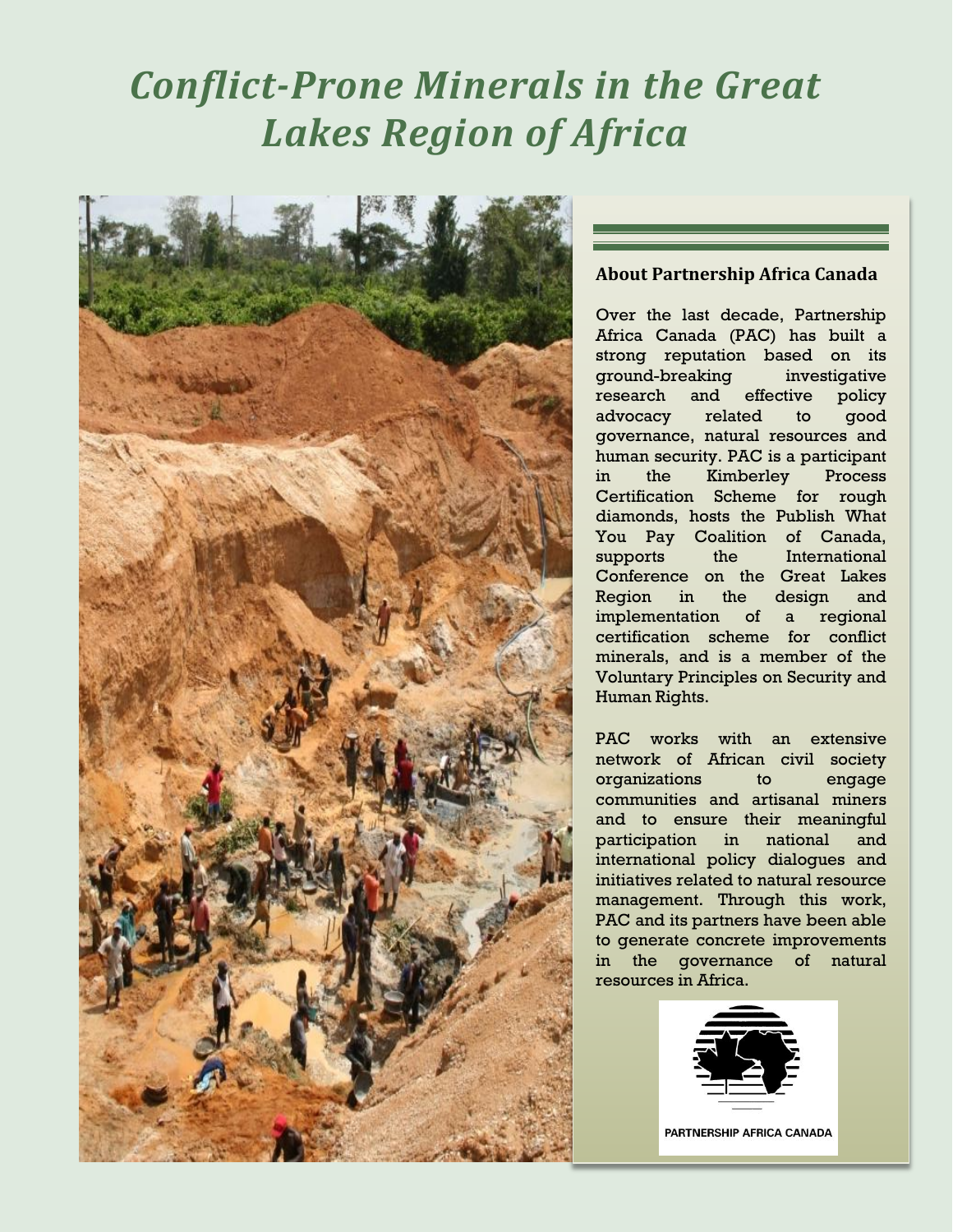# *Conflict-Prone Minerals in the Great Lakes Region of Africa*

## About Partnership Africa Canada

Over the last decade, Partnership Africa Canada (PAC) has built a strong reputation based on its ground-breaking investigative research and effective policy advocacy related to good governance, natural resources and human security. PAC is a participant in the Kimberley Process Certification Scheme for rough diamonds, hosts the Publish What You Pay Coalition of Canada, supports the International Conference on the Great Lakes Region in the design and implementation of a regional certification scheme for conflict minerals, and is a member of the Voluntary Principles on Security and Human Rights.

PAC works with an extensive network of African civil society organizations to engage communities and artisanal miners and to ensure their meaningful participation in national and international policy dialogues and initiatives related to natural resource management. Through this work, PAC and its partners have been able to generate concrete improvements in the governance of natural resources in Africa.

PARTNERSHIP AFRICA CANADA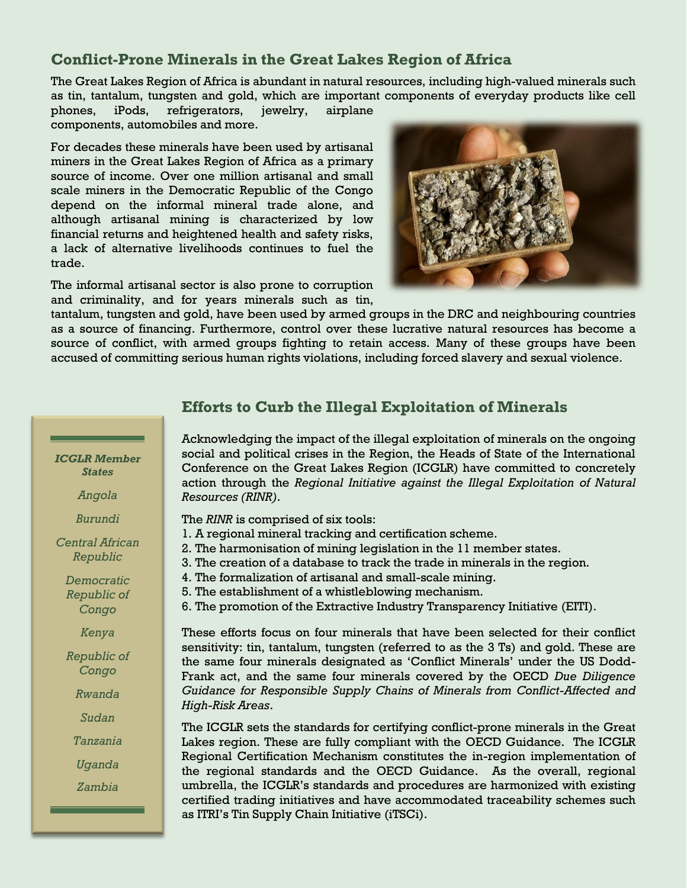## Conflict-Prone Minerals in the Great Lakes Region of Africa

The Great Lakes Region of Africa is abundant in natural resources, including high-valued minerals such as tin, tantalum, tungsten and gold, which are important components of everyday products like cell phones, iPods, refrigerators, jewelry, airplane components, automobiles and more.

For decades these minerals have been used by artisanal miners in the Great Lakes Region of Africa as a primary source of income. Over one million artisanal and small scale miners in the Democratic Republic of the Congo depend on the informal mineral trade alone, and although artisanal mining is characterized by low financial returns and heightened health and safety risks, a lack of alternative livelihoods continues to fuel the trade.

The informal artisanal sector is also prone to corruption and criminality, and for years minerals such as tin, tantalum, tungsten and gold, have been used by armed groups in the DRC and neighbouring countries as a source of financing. Furthermore, control over these lucrative natural resources has become a source of conflict, with armed groups fighting to retain access. Many of these groups have been accused of committing serious human rights violations, including forced slavery and sexual violence.

## Efforts to Curb the Illegal Exploitation of Minerals

Acknowledging the impact of the illegal exploitation of minerals on the ongoing social and political crises in the Region, the Heads of State of the International Conference on the Great Lakes Region (ICGLR) have committed to concretely action through the *Regional Initiative against the Illegal Exploitation of Natural Resources (RINR)*.

The *RINR* is comprised of six tools:

1. A regional mineral tracking and certification scheme.
2. The harmonisation of mining legislation in the 11 member states.
3. The creation of a database to track the trade in minerals in the region.
4. The formalization of artisanal and small-scale mining.
5. The establishment of a whistleblowing mechanism.
6. The promotion of the Extractive Industry Transparency Initiative (EITI).

These efforts focus on four minerals that have been selected for their conflict sensitivity: tin, tantalum, tungsten (referred to as the 3 Ts) and gold. These are the same four minerals designated as 'Conflict Minerals' under the US Dodd-Frank act, and the same four minerals covered by the OECD *Due Diligence Guidance for Responsible Supply Chains of Minerals from Conflict-Affected and High-Risk Areas*.

The ICGLR sets the standards for certifying conflict-prone minerals in the Great Lakes region. These are fully compliant with the OECD Guidance. The ICGLR Regional Certification Mechanism constitutes the in-region implementation of the regional standards and the OECD Guidance. As the overall, regional umbrella, the ICGLR's standards and procedures are harmonized with existing certified trading initiatives and have accommodated traceability schemes such as ITRI's Tin Supply Chain Initiative (iTSCi).

***ICGLR Member States***

*Angola*

*Burundi*

*Central African Republic*

*Democratic Republic of Congo*

*Kenya*

*Republic of Congo*

*Rwanda*

*Sudan*

*Tanzania*

*Uganda*

*Zambia*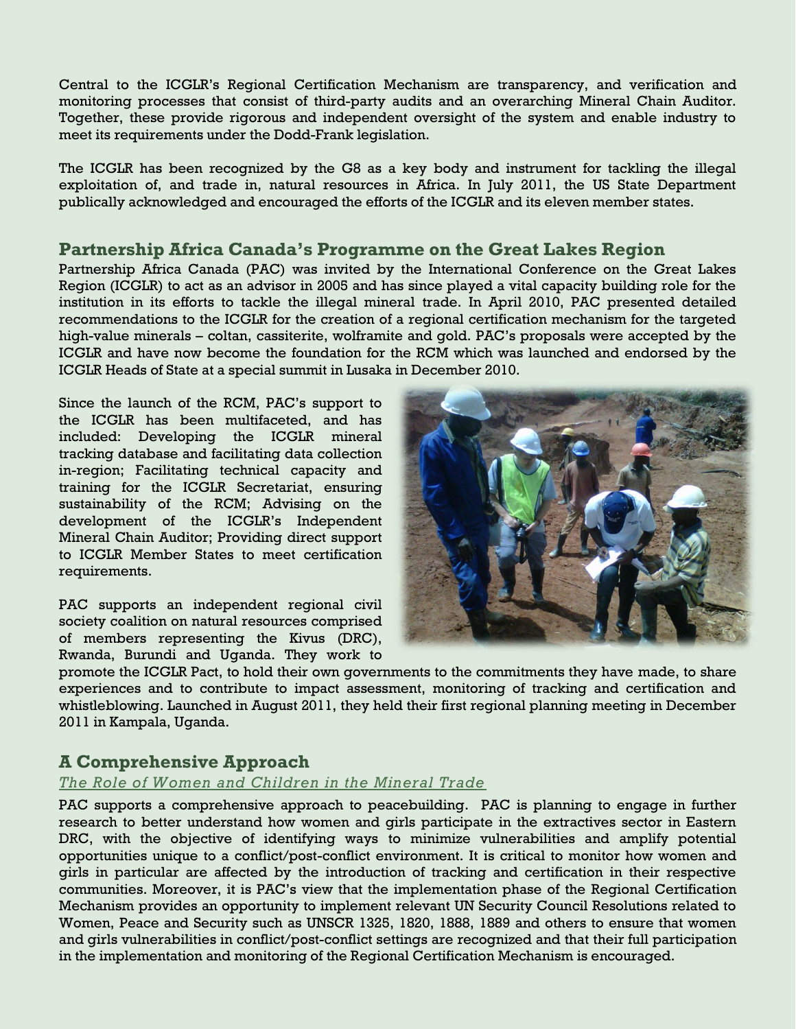Central to the ICGLR's Regional Certification Mechanism are transparency, and verification and monitoring processes that consist of third-party audits and an overarching Mineral Chain Auditor. Together, these provide rigorous and independent oversight of the system and enable industry to meet its requirements under the Dodd-Frank legislation.

The ICGLR has been recognized by the G8 as a key body and instrument for tackling the illegal exploitation of, and trade in, natural resources in Africa. In July 2011, the US State Department publically acknowledged and encouraged the efforts of the ICGLR and its eleven member states.

## Partnership Africa Canada's Programme on the Great Lakes Region

Partnership Africa Canada (PAC) was invited by the International Conference on the Great Lakes Region (ICGLR) to act as an advisor in 2005 and has since played a vital capacity building role for the institution in its efforts to tackle the illegal mineral trade. In April 2010, PAC presented detailed recommendations to the ICGLR for the creation of a regional certification mechanism for the targeted high-value minerals – coltan, cassiterite, wolframite and gold. PAC's proposals were accepted by the ICGLR and have now become the foundation for the RCM which was launched and endorsed by the ICGLR Heads of State at a special summit in Lusaka in December 2010.

Since the launch of the RCM, PAC's support to the ICGLR has been multifaceted, and has included: Developing the ICGLR mineral tracking database and facilitating data collection in-region; Facilitating technical capacity and training for the ICGLR Secretariat, ensuring sustainability of the RCM; Advising on the development of the ICGLR's Independent Mineral Chain Auditor; Providing direct support to ICGLR Member States to meet certification requirements.

PAC supports an independent regional civil society coalition on natural resources comprised of members representing the Kivus (DRC), Rwanda, Burundi and Uganda. They work to promote the ICGLR Pact, to hold their own governments to the commitments they have made, to share experiences and to contribute to impact assessment, monitoring of tracking and certification and whistleblowing. Launched in August 2011, they held their first regional planning meeting in December 2011 in Kampala, Uganda.

## A Comprehensive Approach

### *The Role of Women and Children in the Mineral Trade*

PAC supports a comprehensive approach to peacebuilding. PAC is planning to engage in further research to better understand how women and girls participate in the extractives sector in Eastern DRC, with the objective of identifying ways to minimize vulnerabilities and amplify potential opportunities unique to a conflict/post-conflict environment. It is critical to monitor how women and girls in particular are affected by the introduction of tracking and certification in their respective communities. Moreover, it is PAC's view that the implementation phase of the Regional Certification Mechanism provides an opportunity to implement relevant UN Security Council Resolutions related to Women, Peace and Security such as UNSCR 1325, 1820, 1888, 1889 and others to ensure that women and girls vulnerabilities in conflict/post-conflict settings are recognized and that their full participation in the implementation and monitoring of the Regional Certification Mechanism is encouraged.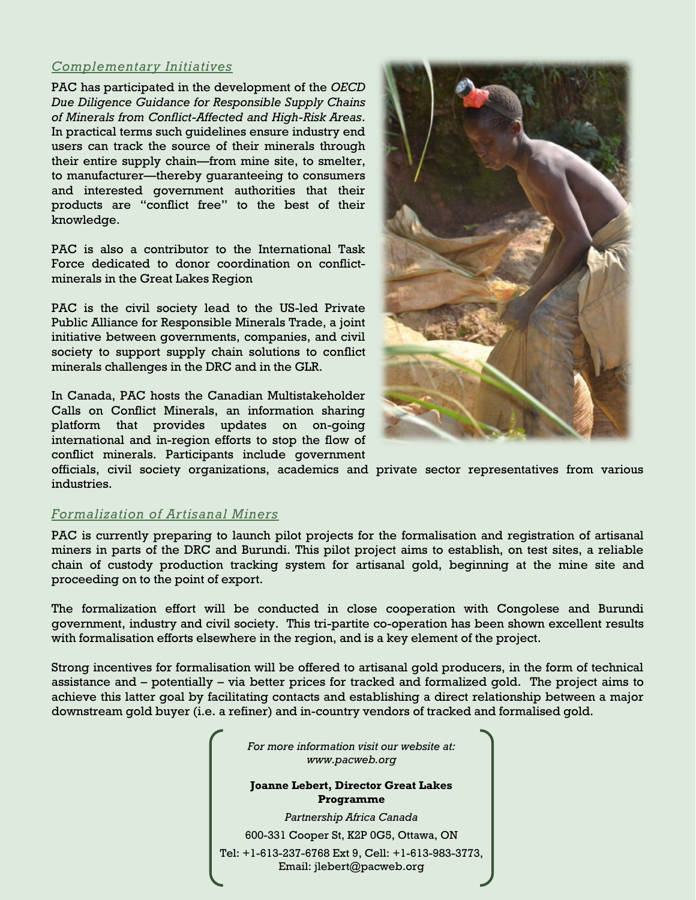## *Complementary Initiatives*

PAC has participated in the development of the *OECD Due Diligence Guidance for Responsible Supply Chains of Minerals from Conflict-Affected and High-Risk Areas*. In practical terms such guidelines ensure industry end users can track the source of their minerals through their entire supply chain—from mine site, to smelter, to manufacturer—thereby guaranteeing to consumers and interested government authorities that their products are "conflict free" to the best of their knowledge.

PAC is also a contributor to the International Task Force dedicated to donor coordination on conflict-minerals in the Great Lakes Region

PAC is the civil society lead to the US-led Private Public Alliance for Responsible Minerals Trade, a joint initiative between governments, companies, and civil society to support supply chain solutions to conflict minerals challenges in the DRC and in the GLR.

In Canada, PAC hosts the Canadian Multistakeholder Calls on Conflict Minerals, an information sharing platform that provides updates on on-going international and in-region efforts to stop the flow of conflict minerals. Participants include government officials, civil society organizations, academics and private sector representatives from various industries.

## *Formalization of Artisanal Miners*

PAC is currently preparing to launch pilot projects for the formalisation and registration of artisanal miners in parts of the DRC and Burundi. This pilot project aims to establish, on test sites, a reliable chain of custody production tracking system for artisanal gold, beginning at the mine site and proceeding on to the point of export.

The formalization effort will be conducted in close cooperation with Congolese and Burundi government, industry and civil society. This tri-partite co-operation has been shown excellent results with formalisation efforts elsewhere in the region, and is a key element of the project.

Strong incentives for formalisation will be offered to artisanal gold producers, in the form of technical assistance and – potentially – via better prices for tracked and formalized gold. The project aims to achieve this latter goal by facilitating contacts and establishing a direct relationship between a major downstream gold buyer (i.e. a refiner) and in-country vendors of tracked and formalised gold.

*For more information visit our website at: www.pacweb.org*

**Joanne Lebert, Director Great Lakes Programme**

*Partnership Africa Canada*

600-331 Cooper St, K2P 0G5, Ottawa, ON

Tel: +1-613-237-6768 Ext 9, Cell: +1-613-983-3773, Email: jlebert@pacweb.org